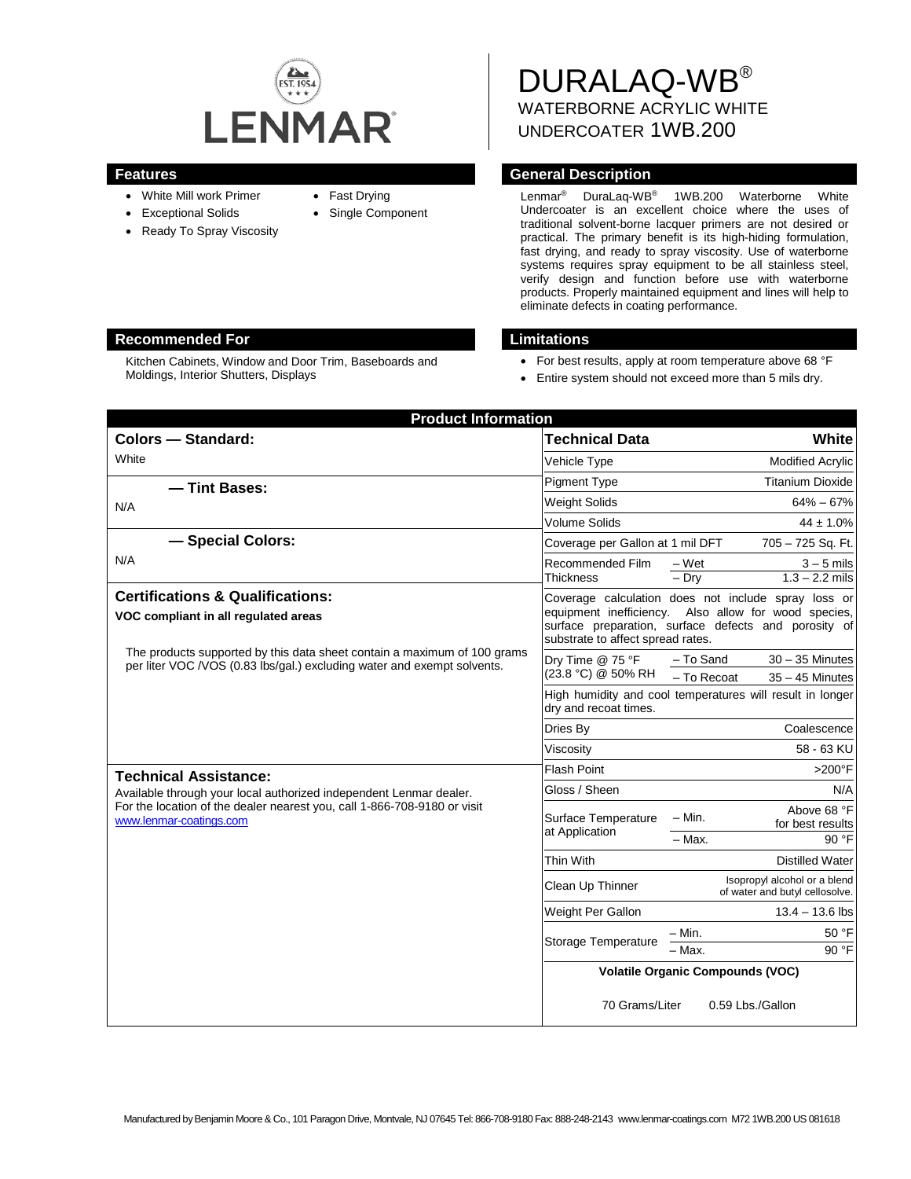LENMAR

# DURALAQ-WB®

WATERBORNE ACRYLIC WHITE UNDERCOATER 1WB.200

## Features

- White Mill work Primer
- Exceptional Solids
- Ready To Spray Viscosity
- Fast Drying
- Single Component

## General Description

Lenmar® DuraLaq-WB® 1WB.200 Waterborne White Undercoater is an excellent choice where the uses of traditional solvent-borne lacquer primers are not desired or practical. The primary benefit is its high-hiding formulation, fast drying, and ready to spray viscosity. Use of waterborne systems requires spray equipment to be all stainless steel, verify design and function before use with waterborne products. Properly maintained equipment and lines will help to eliminate defects in coating performance.

## Recommended For

Kitchen Cabinets, Window and Door Trim, Baseboards and Moldings, Interior Shutters, Displays

## Limitations

- For best results, apply at room temperature above 68 °F
- Entire system should not exceed more than 5 mils dry.

## Product Information

### Colors — Standard:

White

### — Tint Bases:

N/A

### — Special Colors:

N/A

### Certifications & Qualifications:

**VOC compliant in all regulated areas**

The products supported by this data sheet contain a maximum of 100 grams per liter VOC /VOS (0.83 lbs/gal.) excluding water and exempt solvents.

### Technical Assistance:

Available through your local authorized independent Lenmar dealer. For the location of the dealer nearest you, call 1-866-708-9180 or visit www.lenmar-coatings.com

| Technical Data | | White |
|---|---|---|
| Vehicle Type | | Modified Acrylic |
| Pigment Type | | Titanium Dioxide |
| Weight Solids | | 64% – 67% |
| Volume Solids | | 44 ± 1.0% |
| Coverage per Gallon at 1 mil DFT | | 705 – 725 Sq. Ft. |
| Recommended Film Thickness | – Wet | 3 – 5 mils |
| | – Dry | 1.3 – 2.2 mils |
| Coverage calculation does not include spray loss or equipment inefficiency. Also allow for wood species, surface preparation, surface defects and porosity of substrate to affect spread rates. | | |
| Dry Time @ 75 °F (23.8 °C) @ 50% RH | – To Sand | 30 – 35 Minutes |
| | – To Recoat | 35 – 45 Minutes |
| High humidity and cool temperatures will result in longer dry and recoat times. | | |
| Dries By | | Coalescence |
| Viscosity | | 58 - 63 KU |
| Flash Point | | >200°F |
| Gloss / Sheen | | N/A |
| Surface Temperature at Application | – Min. | Above 68 °F for best results |
| | – Max. | 90 °F |
| Thin With | | Distilled Water |
| Clean Up Thinner | | Isopropyl alcohol or a blend of water and butyl cellosolve. |
| Weight Per Gallon | | 13.4 – 13.6 lbs |
| Storage Temperature | – Min. | 50 °F |
| | – Max. | 90 °F |

**Volatile Organic Compounds (VOC)**

70 Grams/Liter    0.59 Lbs./Gallon

Manufactured by Benjamin Moore & Co., 101 Paragon Drive, Montvale, NJ 07645 Tel: 866-708-9180 Fax: 888-248-2143 www.lenmar-coatings.com M72 1WB.200 US 081618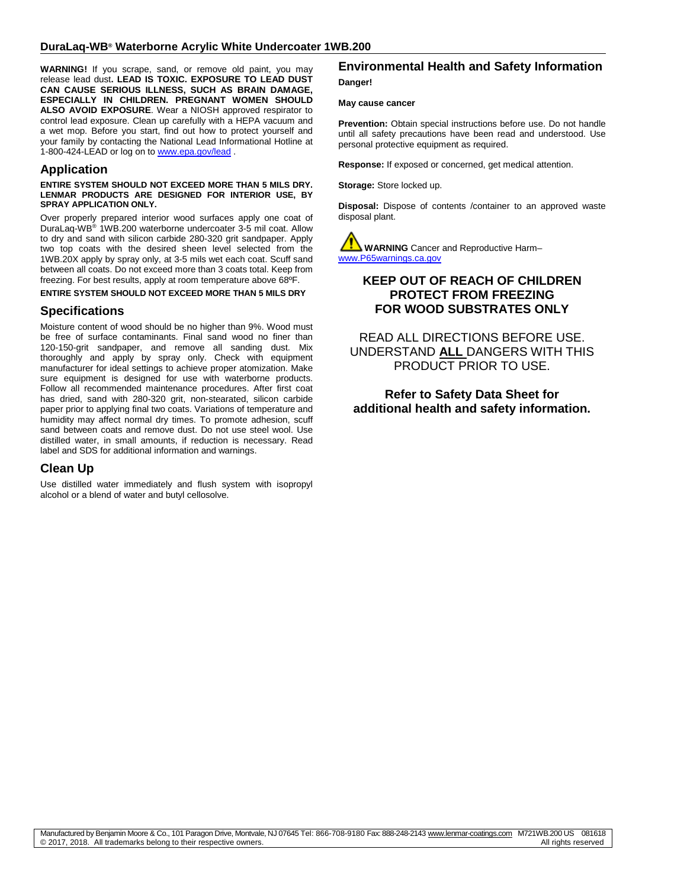## DuraLaq-WB® Waterborne Acrylic White Undercoater 1WB.200

**WARNING!** If you scrape, sand, or remove old paint, you may release lead dust. **LEAD IS TOXIC. EXPOSURE TO LEAD DUST CAN CAUSE SERIOUS ILLNESS, SUCH AS BRAIN DAMAGE, ESPECIALLY IN CHILDREN. PREGNANT WOMEN SHOULD ALSO AVOID EXPOSURE**. Wear a NIOSH approved respirator to control lead exposure. Clean up carefully with a HEPA vacuum and a wet mop. Before you start, find out how to protect yourself and your family by contacting the National Lead Informational Hotline at 1-800-424-LEAD or log on to www.epa.gov/lead .

## Application

**ENTIRE SYSTEM SHOULD NOT EXCEED MORE THAN 5 MILS DRY. LENMAR PRODUCTS ARE DESIGNED FOR INTERIOR USE, BY SPRAY APPLICATION ONLY.**

Over properly prepared interior wood surfaces apply one coat of DuraLaq-WB® 1WB.200 waterborne undercoater 3-5 mil coat. Allow to dry and sand with silicon carbide 280-320 grit sandpaper. Apply two top coats with the desired sheen level selected from the 1WB.20X apply by spray only, at 3-5 mils wet each coat. Scuff sand between all coats. Do not exceed more than 3 coats total. Keep from freezing. For best results, apply at room temperature above 68ºF.

**ENTIRE SYSTEM SHOULD NOT EXCEED MORE THAN 5 MILS DRY**

## Specifications

Moisture content of wood should be no higher than 9%. Wood must be free of surface contaminants. Final sand wood no finer than 120-150-grit sandpaper, and remove all sanding dust. Mix thoroughly and apply by spray only. Check with equipment manufacturer for ideal settings to achieve proper atomization. Make sure equipment is designed for use with waterborne products. Follow all recommended maintenance procedures. After first coat has dried, sand with 280-320 grit, non-stearated, silicon carbide paper prior to applying final two coats. Variations of temperature and humidity may affect normal dry times. To promote adhesion, scuff sand between coats and remove dust. Do not use steel wool. Use distilled water, in small amounts, if reduction is necessary. Read label and SDS for additional information and warnings.

## Clean Up

Use distilled water immediately and flush system with isopropyl alcohol or a blend of water and butyl cellosolve.

## Environmental Health and Safety Information

**Danger!**

**May cause cancer**

**Prevention:** Obtain special instructions before use. Do not handle until all safety precautions have been read and understood. Use personal protective equipment as required.

**Response:** If exposed or concerned, get medical attention.

**Storage:** Store locked up.

**Disposal:** Dispose of contents /container to an approved waste disposal plant.

**WARNING** Cancer and Reproductive Harm– www.P65warnings.ca.gov

**KEEP OUT OF REACH OF CHILDREN**
**PROTECT FROM FREEZING**
**FOR WOOD SUBSTRATES ONLY**

READ ALL DIRECTIONS BEFORE USE. UNDERSTAND **ALL** DANGERS WITH THIS PRODUCT PRIOR TO USE.

**Refer to Safety Data Sheet for additional health and safety information.**

Manufactured by Benjamin Moore & Co., 101 Paragon Drive, Montvale, NJ 07645 Tel: 866-708-9180 Fax: 888-248-2143 www.lenmar-coatings.com M721WB.200 US 081618
© 2017, 2018. All trademarks belong to their respective owners. All rights reserved